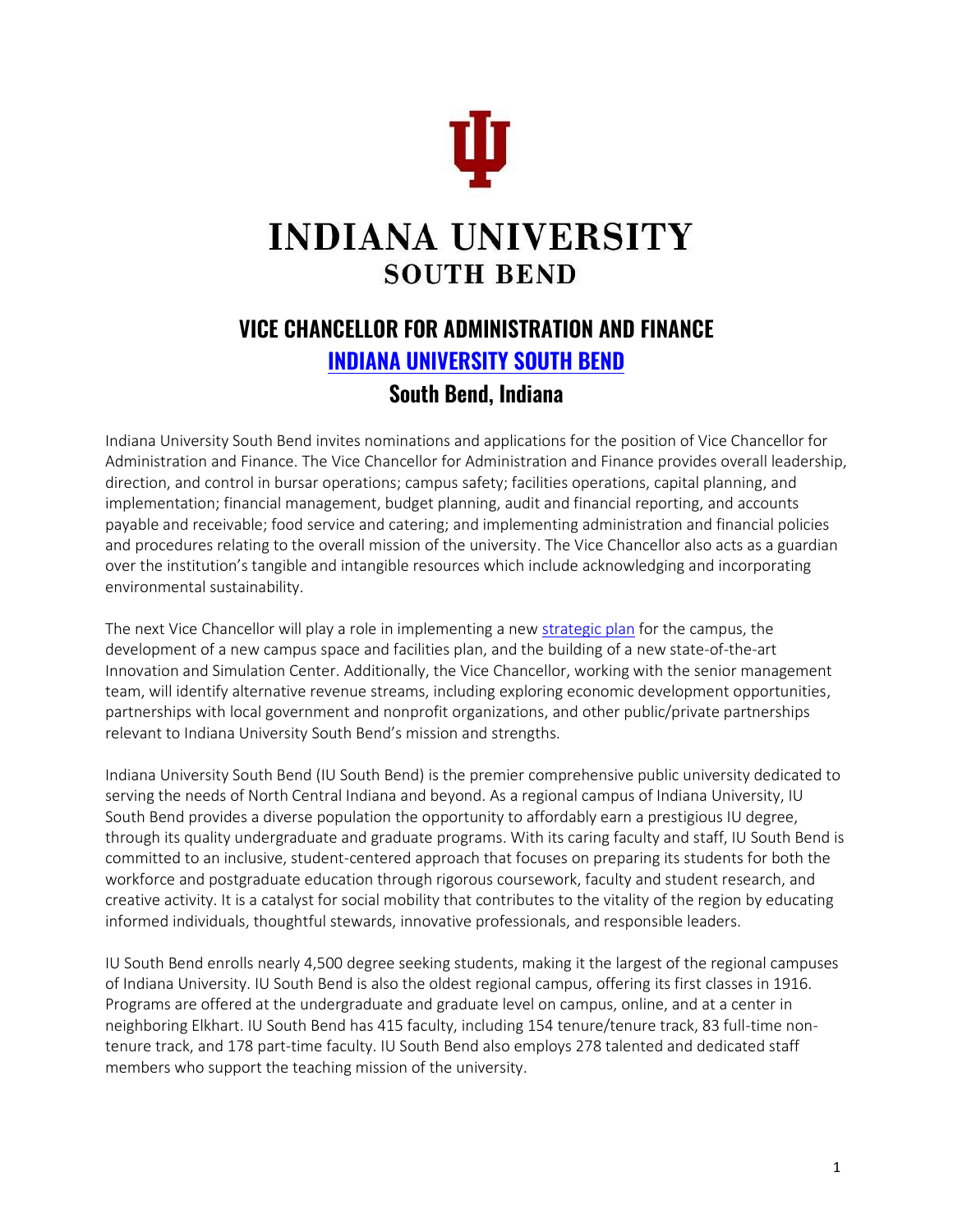# INDIANA UNIVERSITY
## SOUTH BEND

## VICE CHANCELLOR FOR ADMINISTRATION AND FINANCE

### INDIANA UNIVERSITY SOUTH BEND

### South Bend, Indiana

Indiana University South Bend invites nominations and applications for the position of Vice Chancellor for Administration and Finance. The Vice Chancellor for Administration and Finance provides overall leadership, direction, and control in bursar operations; campus safety; facilities operations, capital planning, and implementation; financial management, budget planning, audit and financial reporting, and accounts payable and receivable; food service and catering; and implementing administration and financial policies and procedures relating to the overall mission of the university. The Vice Chancellor also acts as a guardian over the institution's tangible and intangible resources which include acknowledging and incorporating environmental sustainability.

The next Vice Chancellor will play a role in implementing a new strategic plan for the campus, the development of a new campus space and facilities plan, and the building of a new state-of-the-art Innovation and Simulation Center. Additionally, the Vice Chancellor, working with the senior management team, will identify alternative revenue streams, including exploring economic development opportunities, partnerships with local government and nonprofit organizations, and other public/private partnerships relevant to Indiana University South Bend's mission and strengths.

Indiana University South Bend (IU South Bend) is the premier comprehensive public university dedicated to serving the needs of North Central Indiana and beyond. As a regional campus of Indiana University, IU South Bend provides a diverse population the opportunity to affordably earn a prestigious IU degree, through its quality undergraduate and graduate programs. With its caring faculty and staff, IU South Bend is committed to an inclusive, student-centered approach that focuses on preparing its students for both the workforce and postgraduate education through rigorous coursework, faculty and student research, and creative activity. It is a catalyst for social mobility that contributes to the vitality of the region by educating informed individuals, thoughtful stewards, innovative professionals, and responsible leaders.

IU South Bend enrolls nearly 4,500 degree seeking students, making it the largest of the regional campuses of Indiana University. IU South Bend is also the oldest regional campus, offering its first classes in 1916. Programs are offered at the undergraduate and graduate level on campus, online, and at a center in neighboring Elkhart. IU South Bend has 415 faculty, including 154 tenure/tenure track, 83 full-time non-tenure track, and 178 part-time faculty. IU South Bend also employs 278 talented and dedicated staff members who support the teaching mission of the university.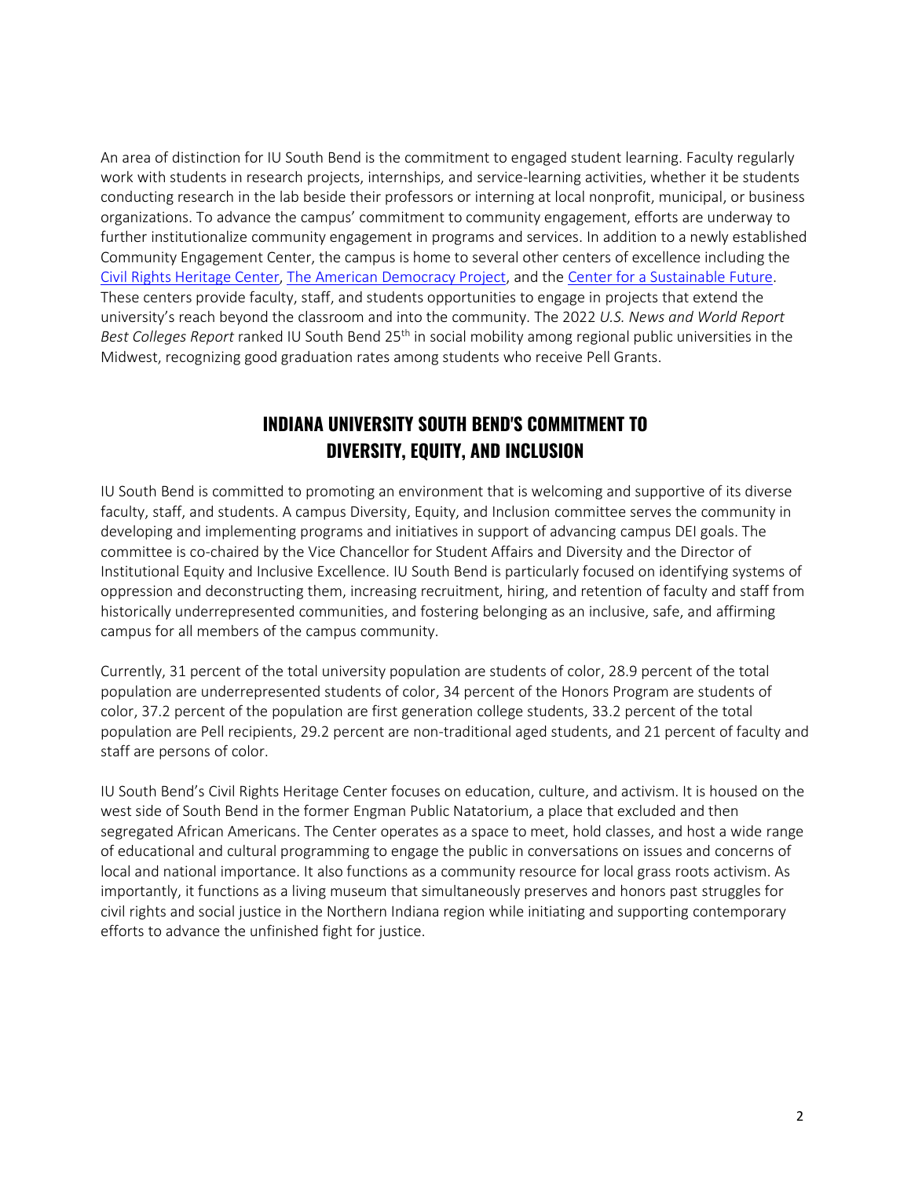An area of distinction for IU South Bend is the commitment to engaged student learning. Faculty regularly work with students in research projects, internships, and service-learning activities, whether it be students conducting research in the lab beside their professors or interning at local nonprofit, municipal, or business organizations. To advance the campus' commitment to community engagement, efforts are underway to further institutionalize community engagement in programs and services. In addition to a newly established Community Engagement Center, the campus is home to several other centers of excellence including the Civil Rights Heritage Center, The American Democracy Project, and the Center for a Sustainable Future. These centers provide faculty, staff, and students opportunities to engage in projects that extend the university's reach beyond the classroom and into the community. The 2022 *U.S. News and World Report Best Colleges Report* ranked IU South Bend 25th in social mobility among regional public universities in the Midwest, recognizing good graduation rates among students who receive Pell Grants.

## INDIANA UNIVERSITY SOUTH BEND'S COMMITMENT TO DIVERSITY, EQUITY, AND INCLUSION

IU South Bend is committed to promoting an environment that is welcoming and supportive of its diverse faculty, staff, and students. A campus Diversity, Equity, and Inclusion committee serves the community in developing and implementing programs and initiatives in support of advancing campus DEI goals. The committee is co-chaired by the Vice Chancellor for Student Affairs and Diversity and the Director of Institutional Equity and Inclusive Excellence. IU South Bend is particularly focused on identifying systems of oppression and deconstructing them, increasing recruitment, hiring, and retention of faculty and staff from historically underrepresented communities, and fostering belonging as an inclusive, safe, and affirming campus for all members of the campus community.

Currently, 31 percent of the total university population are students of color, 28.9 percent of the total population are underrepresented students of color, 34 percent of the Honors Program are students of color, 37.2 percent of the population are first generation college students, 33.2 percent of the total population are Pell recipients, 29.2 percent are non-traditional aged students, and 21 percent of faculty and staff are persons of color.

IU South Bend's Civil Rights Heritage Center focuses on education, culture, and activism. It is housed on the west side of South Bend in the former Engman Public Natatorium, a place that excluded and then segregated African Americans. The Center operates as a space to meet, hold classes, and host a wide range of educational and cultural programming to engage the public in conversations on issues and concerns of local and national importance. It also functions as a community resource for local grass roots activism. As importantly, it functions as a living museum that simultaneously preserves and honors past struggles for civil rights and social justice in the Northern Indiana region while initiating and supporting contemporary efforts to advance the unfinished fight for justice.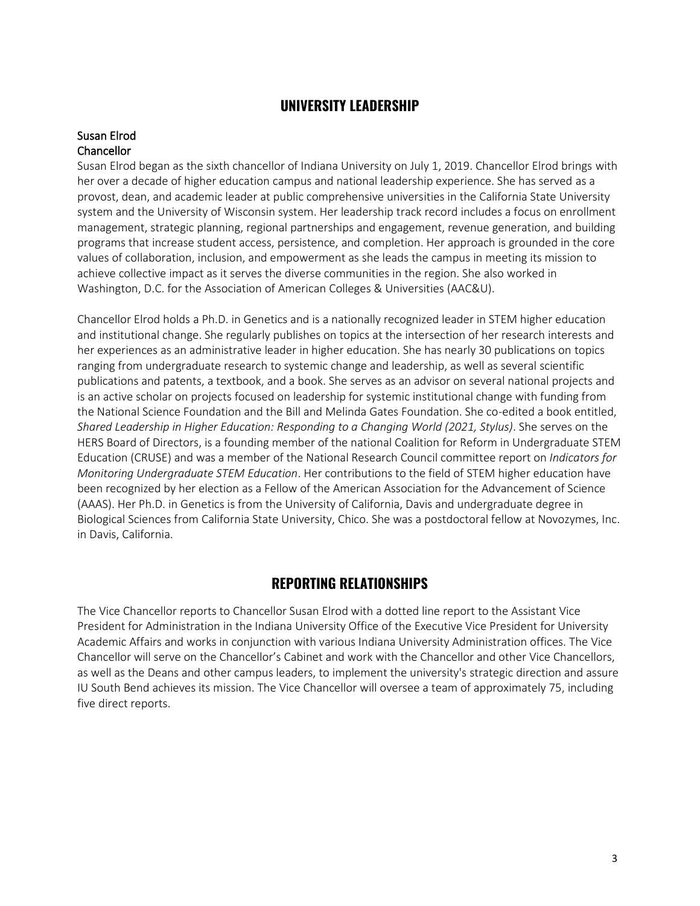## UNIVERSITY LEADERSHIP

### Susan Elrod
### Chancellor

Susan Elrod began as the sixth chancellor of Indiana University on July 1, 2019. Chancellor Elrod brings with her over a decade of higher education campus and national leadership experience. She has served as a provost, dean, and academic leader at public comprehensive universities in the California State University system and the University of Wisconsin system. Her leadership track record includes a focus on enrollment management, strategic planning, regional partnerships and engagement, revenue generation, and building programs that increase student access, persistence, and completion. Her approach is grounded in the core values of collaboration, inclusion, and empowerment as she leads the campus in meeting its mission to achieve collective impact as it serves the diverse communities in the region. She also worked in Washington, D.C. for the Association of American Colleges & Universities (AAC&U).

Chancellor Elrod holds a Ph.D. in Genetics and is a nationally recognized leader in STEM higher education and institutional change. She regularly publishes on topics at the intersection of her research interests and her experiences as an administrative leader in higher education. She has nearly 30 publications on topics ranging from undergraduate research to systemic change and leadership, as well as several scientific publications and patents, a textbook, and a book. She serves as an advisor on several national projects and is an active scholar on projects focused on leadership for systemic institutional change with funding from the National Science Foundation and the Bill and Melinda Gates Foundation. She co-edited a book entitled, *Shared Leadership in Higher Education: Responding to a Changing World (2021, Stylus)*. She serves on the HERS Board of Directors, is a founding member of the national Coalition for Reform in Undergraduate STEM Education (CRUSE) and was a member of the National Research Council committee report on *Indicators for Monitoring Undergraduate STEM Education*. Her contributions to the field of STEM higher education have been recognized by her election as a Fellow of the American Association for the Advancement of Science (AAAS). Her Ph.D. in Genetics is from the University of California, Davis and undergraduate degree in Biological Sciences from California State University, Chico. She was a postdoctoral fellow at Novozymes, Inc. in Davis, California.

## REPORTING RELATIONSHIPS

The Vice Chancellor reports to Chancellor Susan Elrod with a dotted line report to the Assistant Vice President for Administration in the Indiana University Office of the Executive Vice President for University Academic Affairs and works in conjunction with various Indiana University Administration offices. The Vice Chancellor will serve on the Chancellor's Cabinet and work with the Chancellor and other Vice Chancellors, as well as the Deans and other campus leaders, to implement the university's strategic direction and assure IU South Bend achieves its mission. The Vice Chancellor will oversee a team of approximately 75, including five direct reports.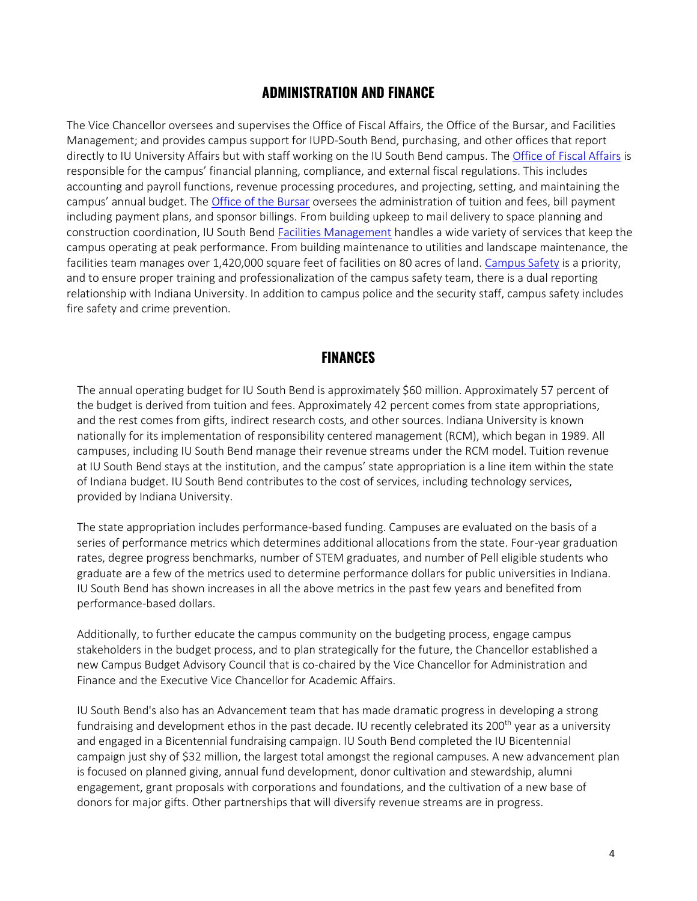## ADMINISTRATION AND FINANCE

The Vice Chancellor oversees and supervises the Office of Fiscal Affairs, the Office of the Bursar, and Facilities Management; and provides campus support for IUPD-South Bend, purchasing, and other offices that report directly to IU University Affairs but with staff working on the IU South Bend campus. The Office of Fiscal Affairs is responsible for the campus' financial planning, compliance, and external fiscal regulations. This includes accounting and payroll functions, revenue processing procedures, and projecting, setting, and maintaining the campus' annual budget. The Office of the Bursar oversees the administration of tuition and fees, bill payment including payment plans, and sponsor billings. From building upkeep to mail delivery to space planning and construction coordination, IU South Bend Facilities Management handles a wide variety of services that keep the campus operating at peak performance. From building maintenance to utilities and landscape maintenance, the facilities team manages over 1,420,000 square feet of facilities on 80 acres of land. Campus Safety is a priority, and to ensure proper training and professionalization of the campus safety team, there is a dual reporting relationship with Indiana University. In addition to campus police and the security staff, campus safety includes fire safety and crime prevention.

## FINANCES

The annual operating budget for IU South Bend is approximately $60 million. Approximately 57 percent of the budget is derived from tuition and fees. Approximately 42 percent comes from state appropriations, and the rest comes from gifts, indirect research costs, and other sources. Indiana University is known nationally for its implementation of responsibility centered management (RCM), which began in 1989. All campuses, including IU South Bend manage their revenue streams under the RCM model. Tuition revenue at IU South Bend stays at the institution, and the campus' state appropriation is a line item within the state of Indiana budget. IU South Bend contributes to the cost of services, including technology services, provided by Indiana University.

The state appropriation includes performance-based funding. Campuses are evaluated on the basis of a series of performance metrics which determines additional allocations from the state. Four-year graduation rates, degree progress benchmarks, number of STEM graduates, and number of Pell eligible students who graduate are a few of the metrics used to determine performance dollars for public universities in Indiana. IU South Bend has shown increases in all the above metrics in the past few years and benefited from performance-based dollars.

Additionally, to further educate the campus community on the budgeting process, engage campus stakeholders in the budget process, and to plan strategically for the future, the Chancellor established a new Campus Budget Advisory Council that is co-chaired by the Vice Chancellor for Administration and Finance and the Executive Vice Chancellor for Academic Affairs.

IU South Bend's also has an Advancement team that has made dramatic progress in developing a strong fundraising and development ethos in the past decade. IU recently celebrated its 200th year as a university and engaged in a Bicentennial fundraising campaign. IU South Bend completed the IU Bicentennial campaign just shy of $32 million, the largest total amongst the regional campuses. A new advancement plan is focused on planned giving, annual fund development, donor cultivation and stewardship, alumni engagement, grant proposals with corporations and foundations, and the cultivation of a new base of donors for major gifts. Other partnerships that will diversify revenue streams are in progress.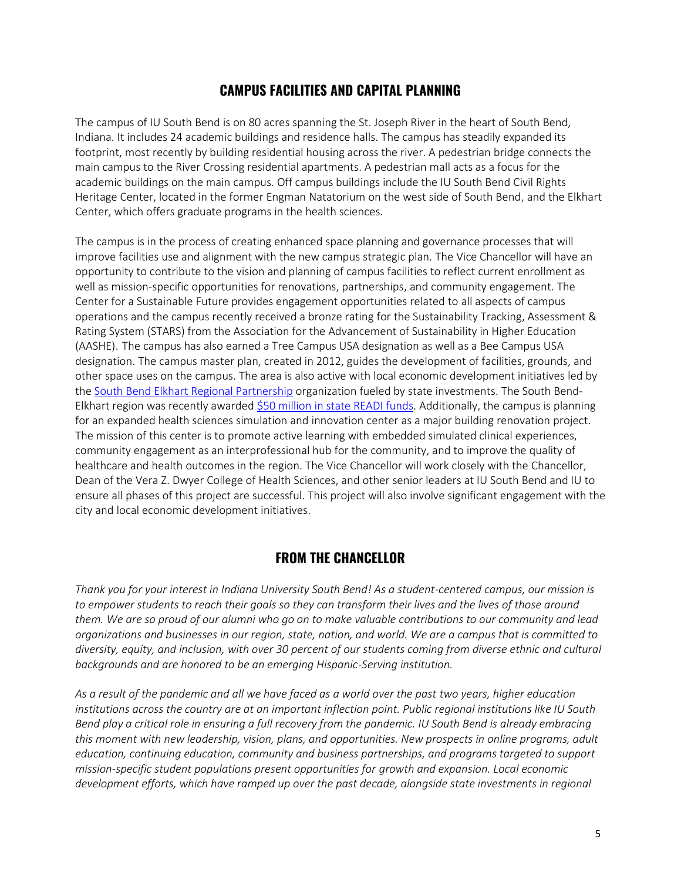## CAMPUS FACILITIES AND CAPITAL PLANNING

The campus of IU South Bend is on 80 acres spanning the St. Joseph River in the heart of South Bend, Indiana. It includes 24 academic buildings and residence halls. The campus has steadily expanded its footprint, most recently by building residential housing across the river. A pedestrian bridge connects the main campus to the River Crossing residential apartments. A pedestrian mall acts as a focus for the academic buildings on the main campus. Off campus buildings include the IU South Bend Civil Rights Heritage Center, located in the former Engman Natatorium on the west side of South Bend, and the Elkhart Center, which offers graduate programs in the health sciences.

The campus is in the process of creating enhanced space planning and governance processes that will improve facilities use and alignment with the new campus strategic plan. The Vice Chancellor will have an opportunity to contribute to the vision and planning of campus facilities to reflect current enrollment as well as mission-specific opportunities for renovations, partnerships, and community engagement. The Center for a Sustainable Future provides engagement opportunities related to all aspects of campus operations and the campus recently received a bronze rating for the Sustainability Tracking, Assessment & Rating System (STARS) from the Association for the Advancement of Sustainability in Higher Education (AASHE). The campus has also earned a Tree Campus USA designation as well as a Bee Campus USA designation. The campus master plan, created in 2012, guides the development of facilities, grounds, and other space uses on the campus. The area is also active with local economic development initiatives led by the South Bend Elkhart Regional Partnership organization fueled by state investments. The South Bend-Elkhart region was recently awarded $50 million in state READI funds. Additionally, the campus is planning for an expanded health sciences simulation and innovation center as a major building renovation project. The mission of this center is to promote active learning with embedded simulated clinical experiences, community engagement as an interprofessional hub for the community, and to improve the quality of healthcare and health outcomes in the region. The Vice Chancellor will work closely with the Chancellor, Dean of the Vera Z. Dwyer College of Health Sciences, and other senior leaders at IU South Bend and IU to ensure all phases of this project are successful. This project will also involve significant engagement with the city and local economic development initiatives.

## FROM THE CHANCELLOR

*Thank you for your interest in Indiana University South Bend! As a student-centered campus, our mission is to empower students to reach their goals so they can transform their lives and the lives of those around them. We are so proud of our alumni who go on to make valuable contributions to our community and lead organizations and businesses in our region, state, nation, and world. We are a campus that is committed to diversity, equity, and inclusion, with over 30 percent of our students coming from diverse ethnic and cultural backgrounds and are honored to be an emerging Hispanic-Serving institution.*

*As a result of the pandemic and all we have faced as a world over the past two years, higher education institutions across the country are at an important inflection point. Public regional institutions like IU South Bend play a critical role in ensuring a full recovery from the pandemic. IU South Bend is already embracing this moment with new leadership, vision, plans, and opportunities. New prospects in online programs, adult education, continuing education, community and business partnerships, and programs targeted to support mission-specific student populations present opportunities for growth and expansion. Local economic development efforts, which have ramped up over the past decade, alongside state investments in regional*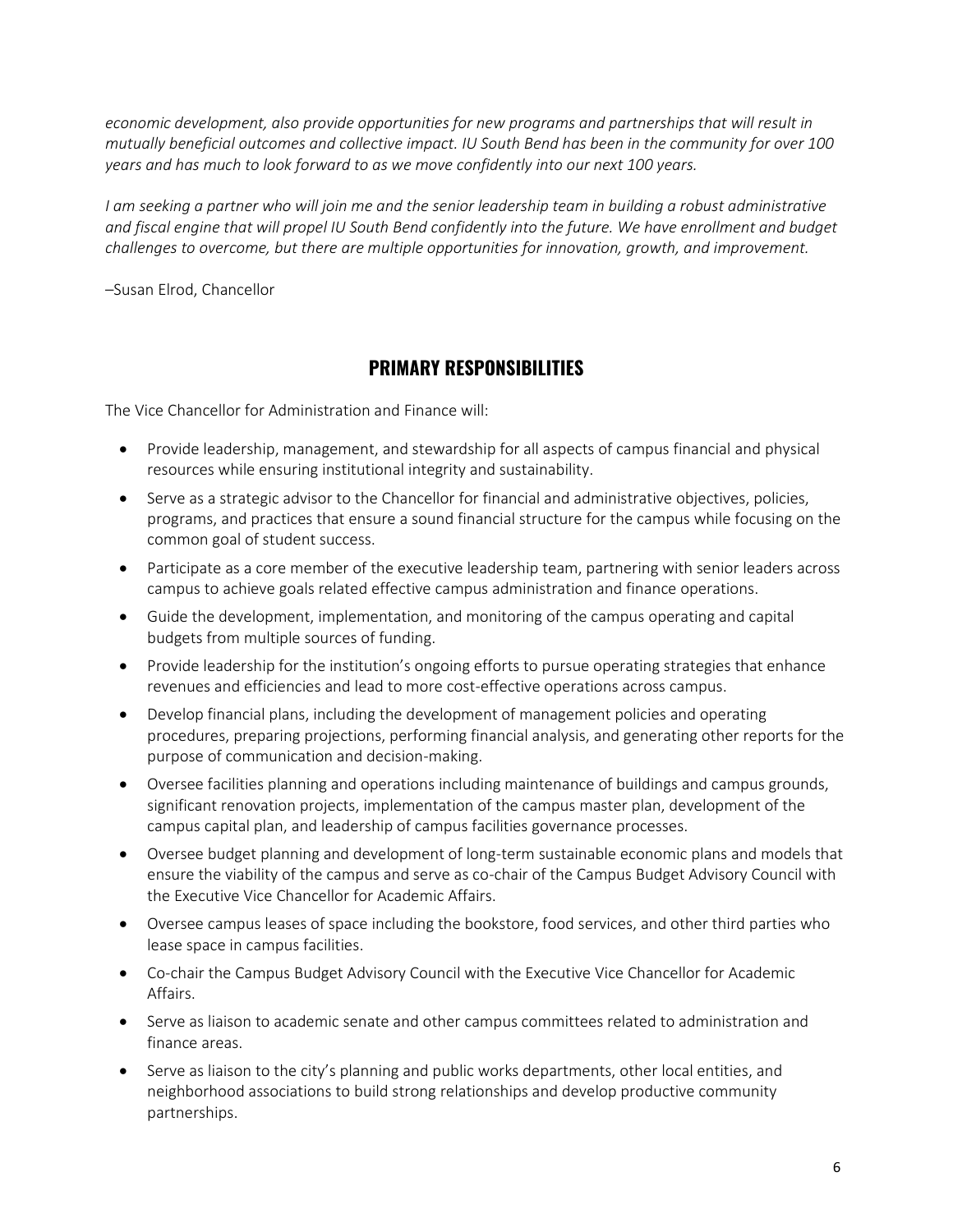*economic development, also provide opportunities for new programs and partnerships that will result in mutually beneficial outcomes and collective impact. IU South Bend has been in the community for over 100 years and has much to look forward to as we move confidently into our next 100 years.*

*I am seeking a partner who will join me and the senior leadership team in building a robust administrative and fiscal engine that will propel IU South Bend confidently into the future. We have enrollment and budget challenges to overcome, but there are multiple opportunities for innovation, growth, and improvement.*

–Susan Elrod, Chancellor

## PRIMARY RESPONSIBILITIES

The Vice Chancellor for Administration and Finance will:

- Provide leadership, management, and stewardship for all aspects of campus financial and physical resources while ensuring institutional integrity and sustainability.
- Serve as a strategic advisor to the Chancellor for financial and administrative objectives, policies, programs, and practices that ensure a sound financial structure for the campus while focusing on the common goal of student success.
- Participate as a core member of the executive leadership team, partnering with senior leaders across campus to achieve goals related effective campus administration and finance operations.
- Guide the development, implementation, and monitoring of the campus operating and capital budgets from multiple sources of funding.
- Provide leadership for the institution's ongoing efforts to pursue operating strategies that enhance revenues and efficiencies and lead to more cost-effective operations across campus.
- Develop financial plans, including the development of management policies and operating procedures, preparing projections, performing financial analysis, and generating other reports for the purpose of communication and decision-making.
- Oversee facilities planning and operations including maintenance of buildings and campus grounds, significant renovation projects, implementation of the campus master plan, development of the campus capital plan, and leadership of campus facilities governance processes.
- Oversee budget planning and development of long-term sustainable economic plans and models that ensure the viability of the campus and serve as co-chair of the Campus Budget Advisory Council with the Executive Vice Chancellor for Academic Affairs.
- Oversee campus leases of space including the bookstore, food services, and other third parties who lease space in campus facilities.
- Co-chair the Campus Budget Advisory Council with the Executive Vice Chancellor for Academic Affairs.
- Serve as liaison to academic senate and other campus committees related to administration and finance areas.
- Serve as liaison to the city's planning and public works departments, other local entities, and neighborhood associations to build strong relationships and develop productive community partnerships.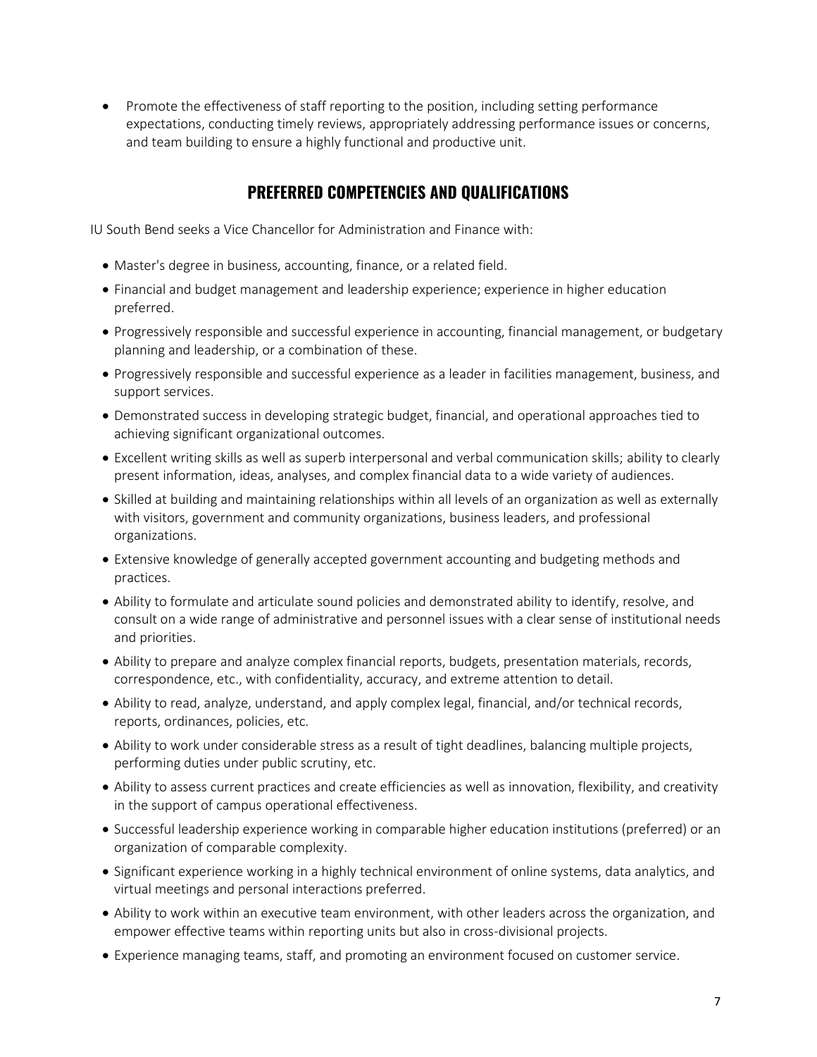- Promote the effectiveness of staff reporting to the position, including setting performance expectations, conducting timely reviews, appropriately addressing performance issues or concerns, and team building to ensure a highly functional and productive unit.

## PREFERRED COMPETENCIES AND QUALIFICATIONS

IU South Bend seeks a Vice Chancellor for Administration and Finance with:

- Master's degree in business, accounting, finance, or a related field.
- Financial and budget management and leadership experience; experience in higher education preferred.
- Progressively responsible and successful experience in accounting, financial management, or budgetary planning and leadership, or a combination of these.
- Progressively responsible and successful experience as a leader in facilities management, business, and support services.
- Demonstrated success in developing strategic budget, financial, and operational approaches tied to achieving significant organizational outcomes.
- Excellent writing skills as well as superb interpersonal and verbal communication skills; ability to clearly present information, ideas, analyses, and complex financial data to a wide variety of audiences.
- Skilled at building and maintaining relationships within all levels of an organization as well as externally with visitors, government and community organizations, business leaders, and professional organizations.
- Extensive knowledge of generally accepted government accounting and budgeting methods and practices.
- Ability to formulate and articulate sound policies and demonstrated ability to identify, resolve, and consult on a wide range of administrative and personnel issues with a clear sense of institutional needs and priorities.
- Ability to prepare and analyze complex financial reports, budgets, presentation materials, records, correspondence, etc., with confidentiality, accuracy, and extreme attention to detail.
- Ability to read, analyze, understand, and apply complex legal, financial, and/or technical records, reports, ordinances, policies, etc.
- Ability to work under considerable stress as a result of tight deadlines, balancing multiple projects, performing duties under public scrutiny, etc.
- Ability to assess current practices and create efficiencies as well as innovation, flexibility, and creativity in the support of campus operational effectiveness.
- Successful leadership experience working in comparable higher education institutions (preferred) or an organization of comparable complexity.
- Significant experience working in a highly technical environment of online systems, data analytics, and virtual meetings and personal interactions preferred.
- Ability to work within an executive team environment, with other leaders across the organization, and empower effective teams within reporting units but also in cross-divisional projects.
- Experience managing teams, staff, and promoting an environment focused on customer service.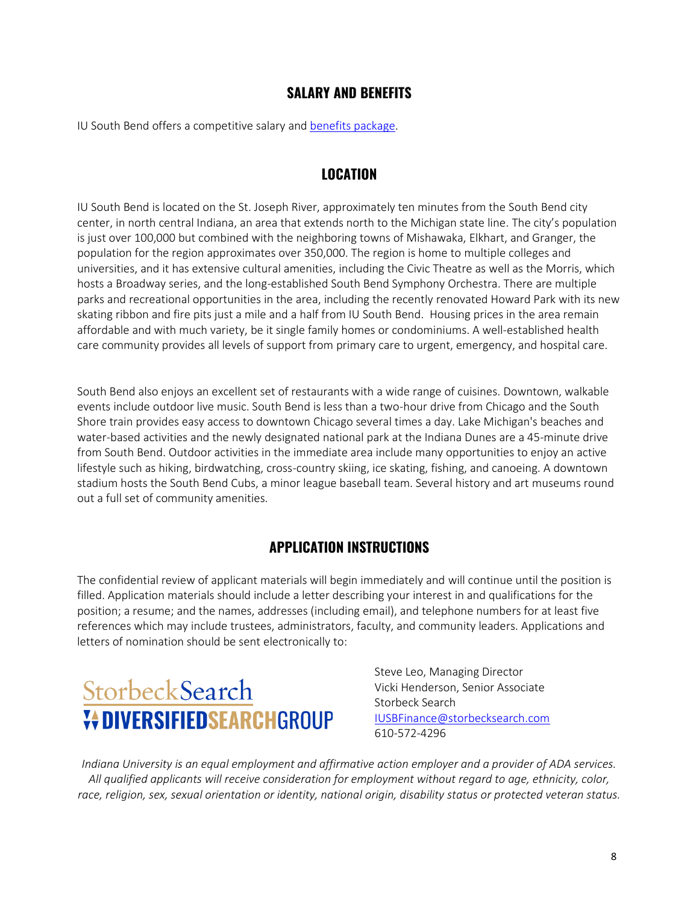## SALARY AND BENEFITS

IU South Bend offers a competitive salary and benefits package.

## LOCATION

IU South Bend is located on the St. Joseph River, approximately ten minutes from the South Bend city center, in north central Indiana, an area that extends north to the Michigan state line. The city's population is just over 100,000 but combined with the neighboring towns of Mishawaka, Elkhart, and Granger, the population for the region approximates over 350,000. The region is home to multiple colleges and universities, and it has extensive cultural amenities, including the Civic Theatre as well as the Morris, which hosts a Broadway series, and the long-established South Bend Symphony Orchestra. There are multiple parks and recreational opportunities in the area, including the recently renovated Howard Park with its new skating ribbon and fire pits just a mile and a half from IU South Bend. Housing prices in the area remain affordable and with much variety, be it single family homes or condominiums. A well-established health care community provides all levels of support from primary care to urgent, emergency, and hospital care.

South Bend also enjoys an excellent set of restaurants with a wide range of cuisines. Downtown, walkable events include outdoor live music. South Bend is less than a two-hour drive from Chicago and the South Shore train provides easy access to downtown Chicago several times a day. Lake Michigan's beaches and water-based activities and the newly designated national park at the Indiana Dunes are a 45-minute drive from South Bend. Outdoor activities in the immediate area include many opportunities to enjoy an active lifestyle such as hiking, birdwatching, cross-country skiing, ice skating, fishing, and canoeing. A downtown stadium hosts the South Bend Cubs, a minor league baseball team. Several history and art museums round out a full set of community amenities.

## APPLICATION INSTRUCTIONS

The confidential review of applicant materials will begin immediately and will continue until the position is filled. Application materials should include a letter describing your interest in and qualifications for the position; a resume; and the names, addresses (including email), and telephone numbers for at least five references which may include trustees, administrators, faculty, and community leaders. Applications and letters of nomination should be sent electronically to:

StorbeckSearch
DIVERSIFIEDSEARCHGROUP

Steve Leo, Managing Director
Vicki Henderson, Senior Associate
Storbeck Search
IUSBFinance@storbecksearch.com
610-572-4296

*Indiana University is an equal employment and affirmative action employer and a provider of ADA services. All qualified applicants will receive consideration for employment without regard to age, ethnicity, color, race, religion, sex, sexual orientation or identity, national origin, disability status or protected veteran status.*